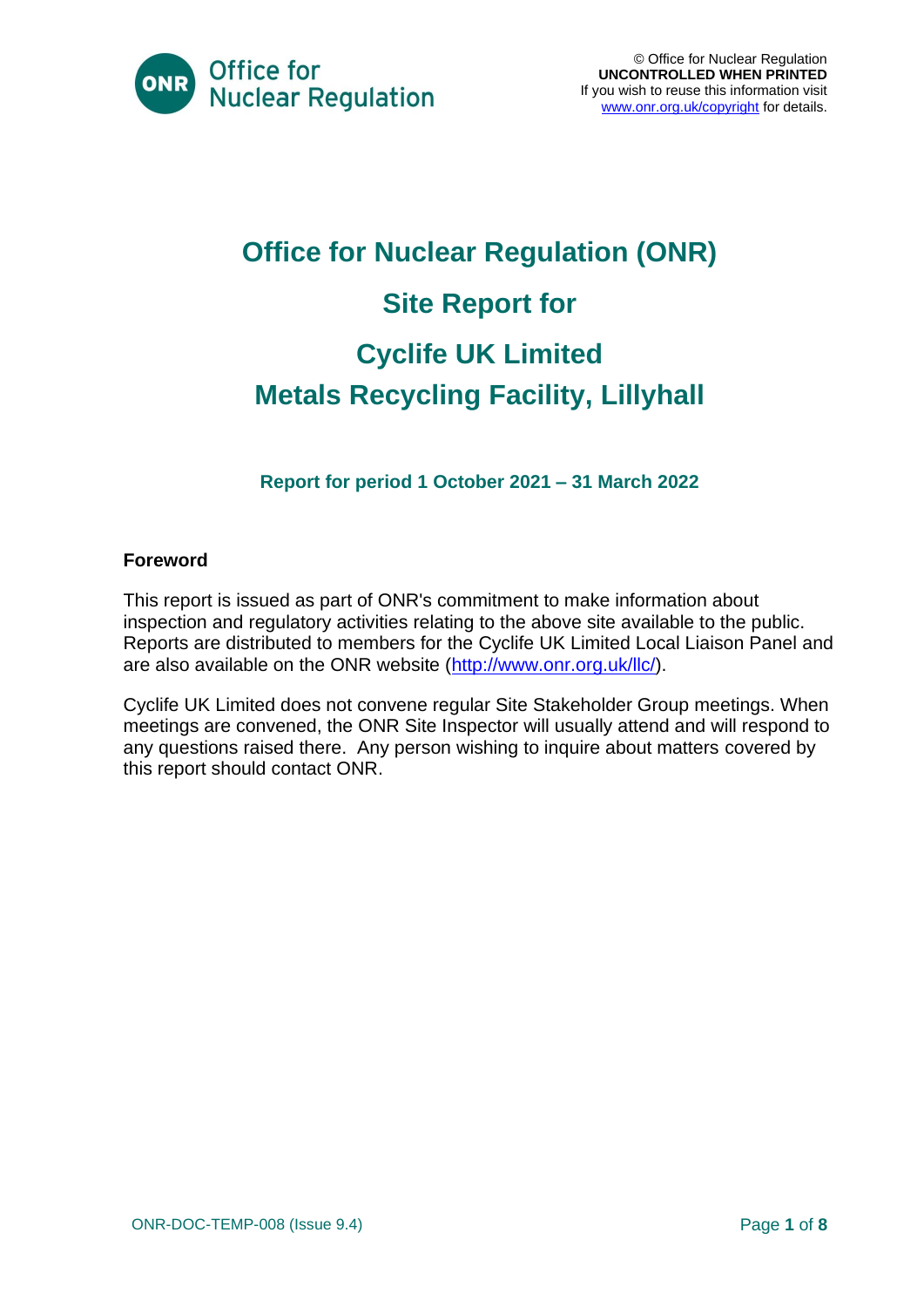# Office for Nuclear Regulation (ONR)

# Site Report for

# Cyclife UK Limited
# Metals Recycling Facility, Lillyhall

**Report for period 1 October 2021 – 31 March 2022**

**Foreword**

This report is issued as part of ONR's commitment to make information about inspection and regulatory activities relating to the above site available to the public. Reports are distributed to members for the Cyclife UK Limited Local Liaison Panel and are also available on the ONR website (http://www.onr.org.uk/llc/).

Cyclife UK Limited does not convene regular Site Stakeholder Group meetings. When meetings are convened, the ONR Site Inspector will usually attend and will respond to any questions raised there. Any person wishing to inquire about matters covered by this report should contact ONR.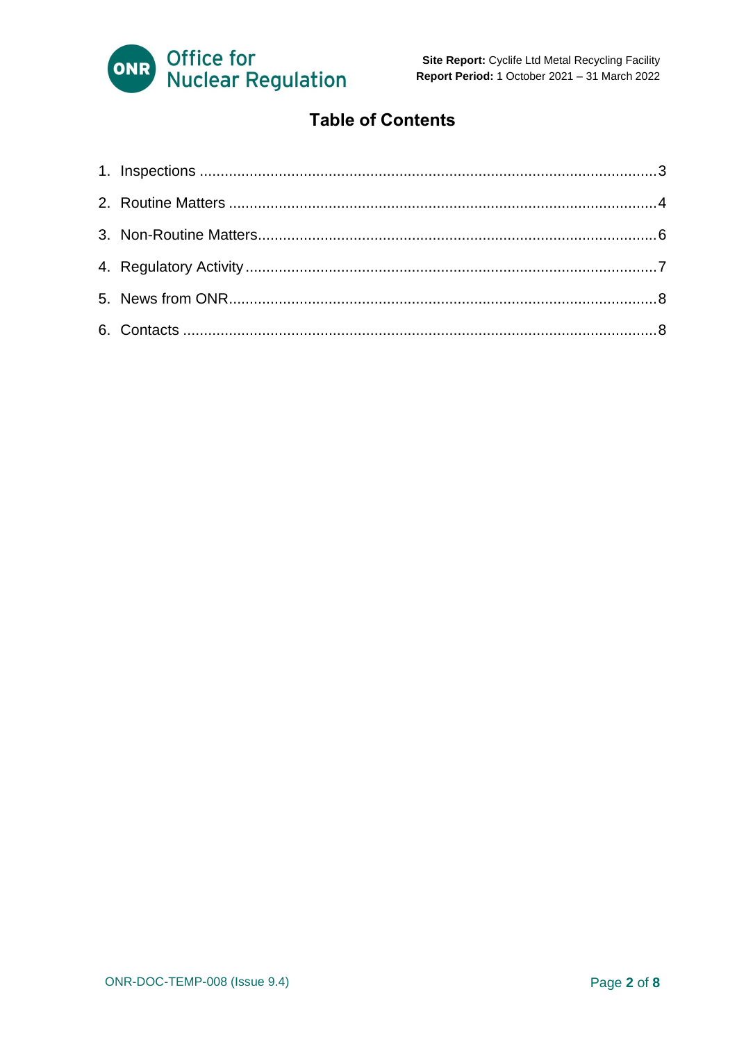# Table of Contents

1. Inspections ........................................................................ 3
2. Routine Matters ................................................................. 4
3. Non-Routine Matters ........................................................... 6
4. Regulatory Activity ............................................................. 7
5. News from ONR ................................................................... 8
6. Contacts ............................................................................. 8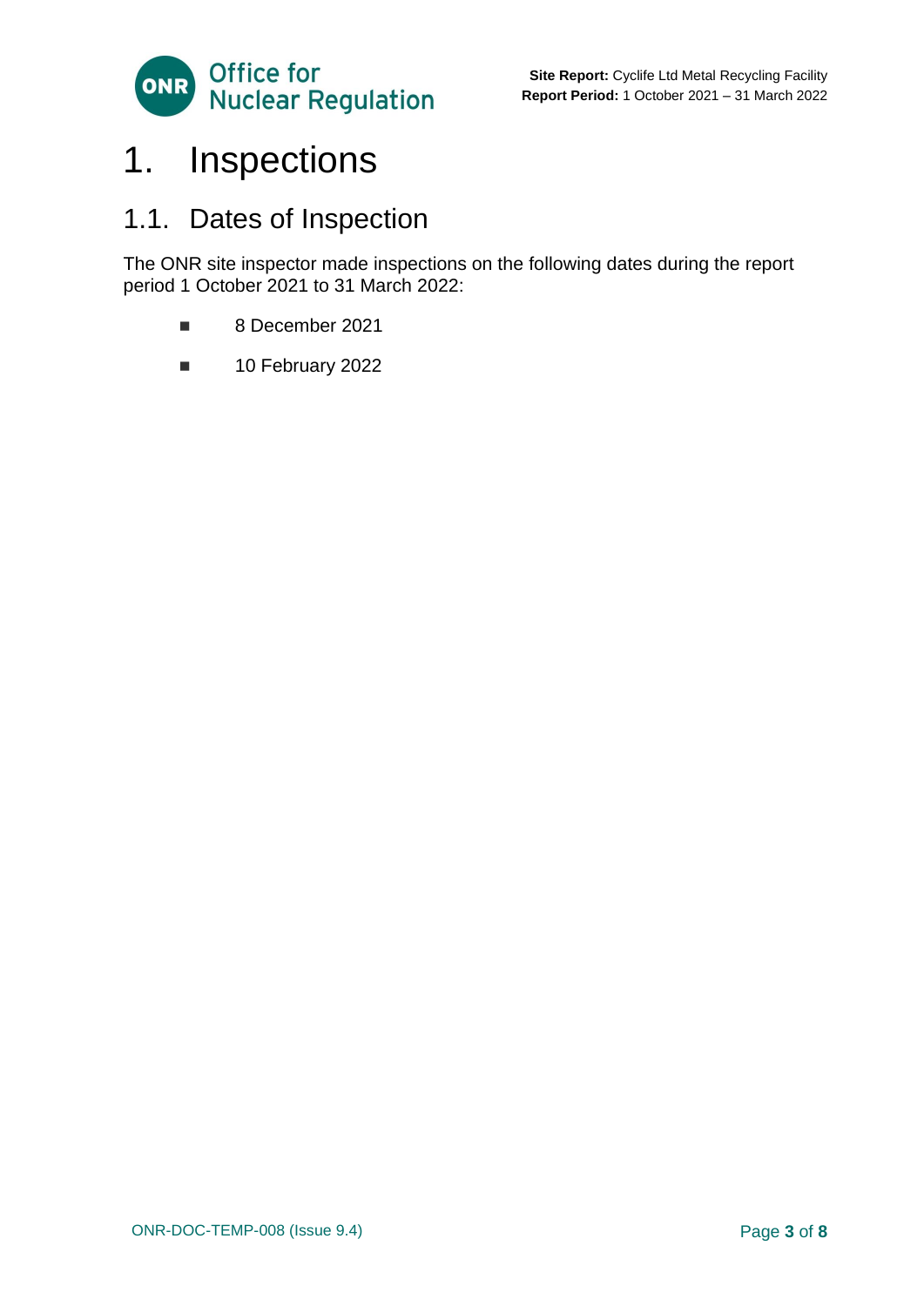# 1. Inspections

## 1.1. Dates of Inspection

The ONR site inspector made inspections on the following dates during the report period 1 October 2021 to 31 March 2022:

- 8 December 2021
- 10 February 2022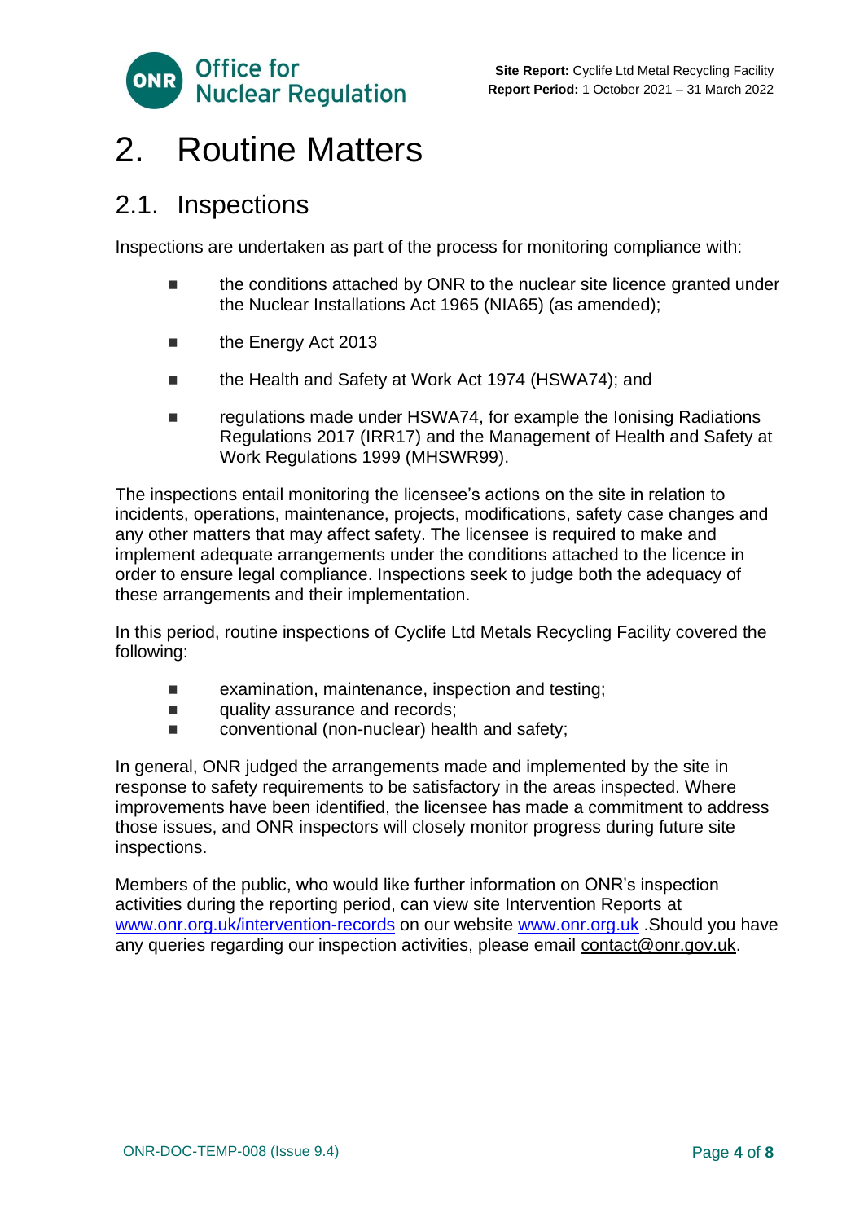# 2. Routine Matters

## 2.1. Inspections

Inspections are undertaken as part of the process for monitoring compliance with:

- the conditions attached by ONR to the nuclear site licence granted under the Nuclear Installations Act 1965 (NIA65) (as amended);
- the Energy Act 2013
- the Health and Safety at Work Act 1974 (HSWA74); and
- regulations made under HSWA74, for example the Ionising Radiations Regulations 2017 (IRR17) and the Management of Health and Safety at Work Regulations 1999 (MHSWR99).

The inspections entail monitoring the licensee's actions on the site in relation to incidents, operations, maintenance, projects, modifications, safety case changes and any other matters that may affect safety. The licensee is required to make and implement adequate arrangements under the conditions attached to the licence in order to ensure legal compliance. Inspections seek to judge both the adequacy of these arrangements and their implementation.

In this period, routine inspections of Cyclife Ltd Metals Recycling Facility covered the following:

- examination, maintenance, inspection and testing;
- quality assurance and records;
- conventional (non-nuclear) health and safety;

In general, ONR judged the arrangements made and implemented by the site in response to safety requirements to be satisfactory in the areas inspected. Where improvements have been identified, the licensee has made a commitment to address those issues, and ONR inspectors will closely monitor progress during future site inspections.

Members of the public, who would like further information on ONR's inspection activities during the reporting period, can view site Intervention Reports at [www.onr.org.uk/intervention-records](www.onr.org.uk/intervention-records) on our website [www.onr.org.uk](www.onr.org.uk) .Should you have any queries regarding our inspection activities, please email contact@onr.gov.uk.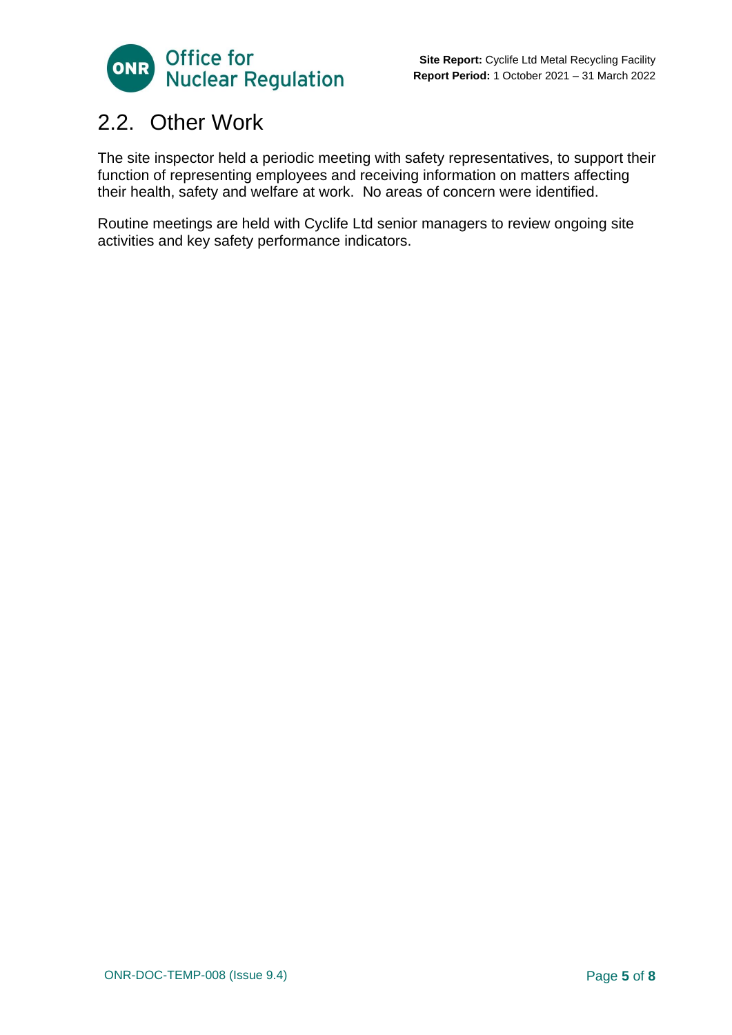## 2.2. Other Work

The site inspector held a periodic meeting with safety representatives, to support their function of representing employees and receiving information on matters affecting their health, safety and welfare at work. No areas of concern were identified.

Routine meetings are held with Cyclife Ltd senior managers to review ongoing site activities and key safety performance indicators.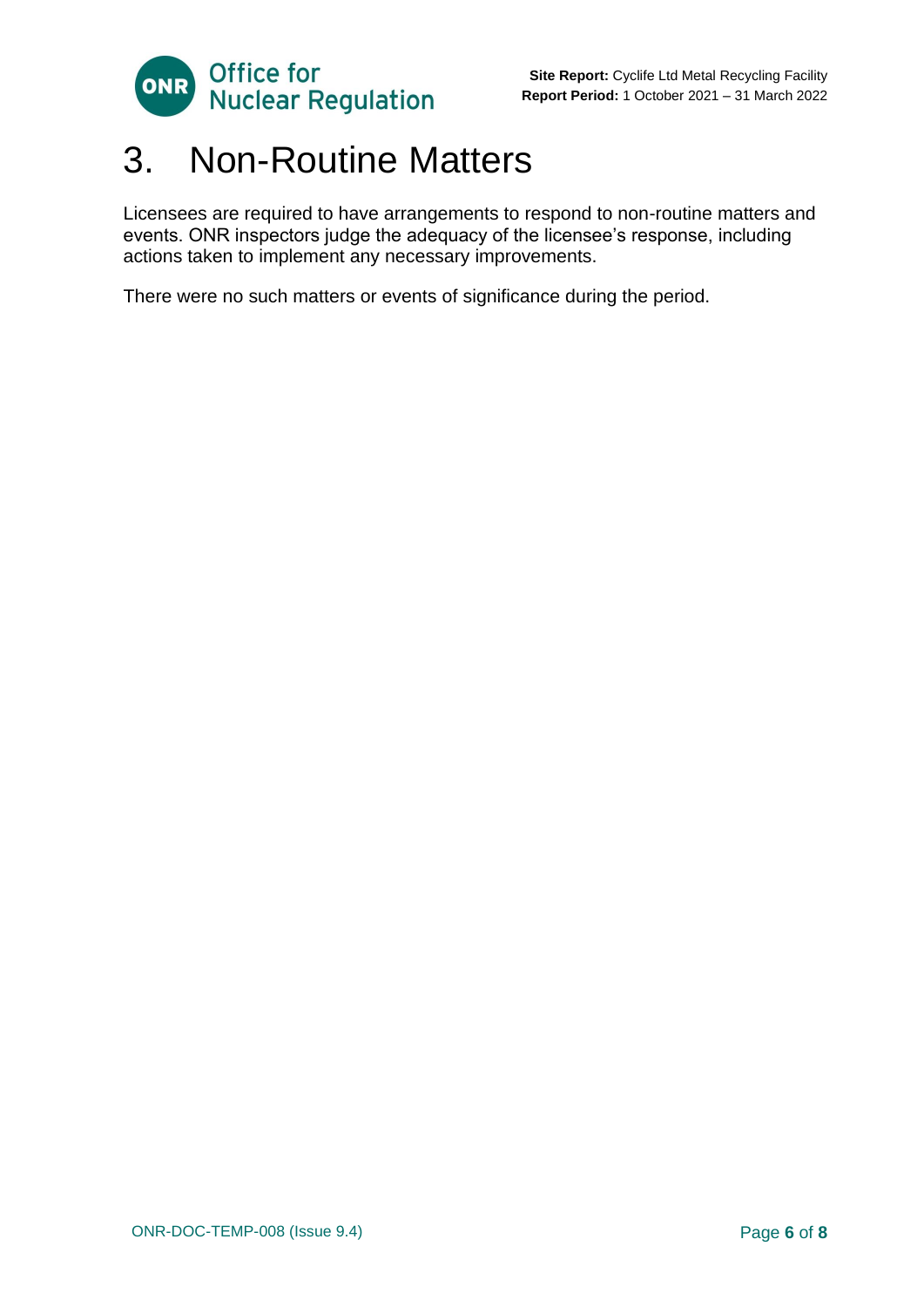# 3. Non-Routine Matters

Licensees are required to have arrangements to respond to non-routine matters and events. ONR inspectors judge the adequacy of the licensee's response, including actions taken to implement any necessary improvements.

There were no such matters or events of significance during the period.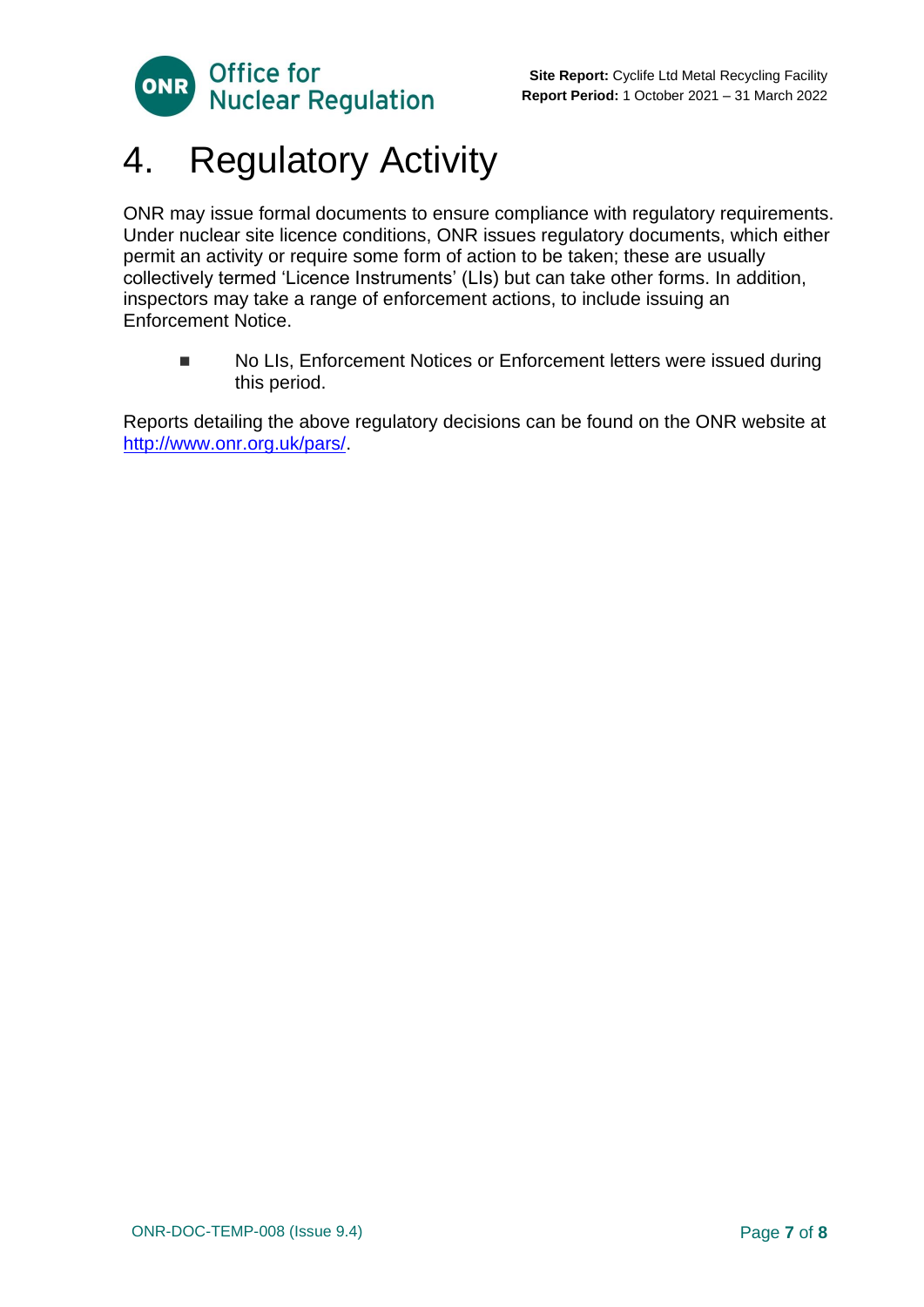# 4. Regulatory Activity

ONR may issue formal documents to ensure compliance with regulatory requirements. Under nuclear site licence conditions, ONR issues regulatory documents, which either permit an activity or require some form of action to be taken; these are usually collectively termed 'Licence Instruments' (LIs) but can take other forms. In addition, inspectors may take a range of enforcement actions, to include issuing an Enforcement Notice.

- No LIs, Enforcement Notices or Enforcement letters were issued during this period.

Reports detailing the above regulatory decisions can be found on the ONR website at [http://www.onr.org.uk/pars/](http://www.onr.org.uk/pars/).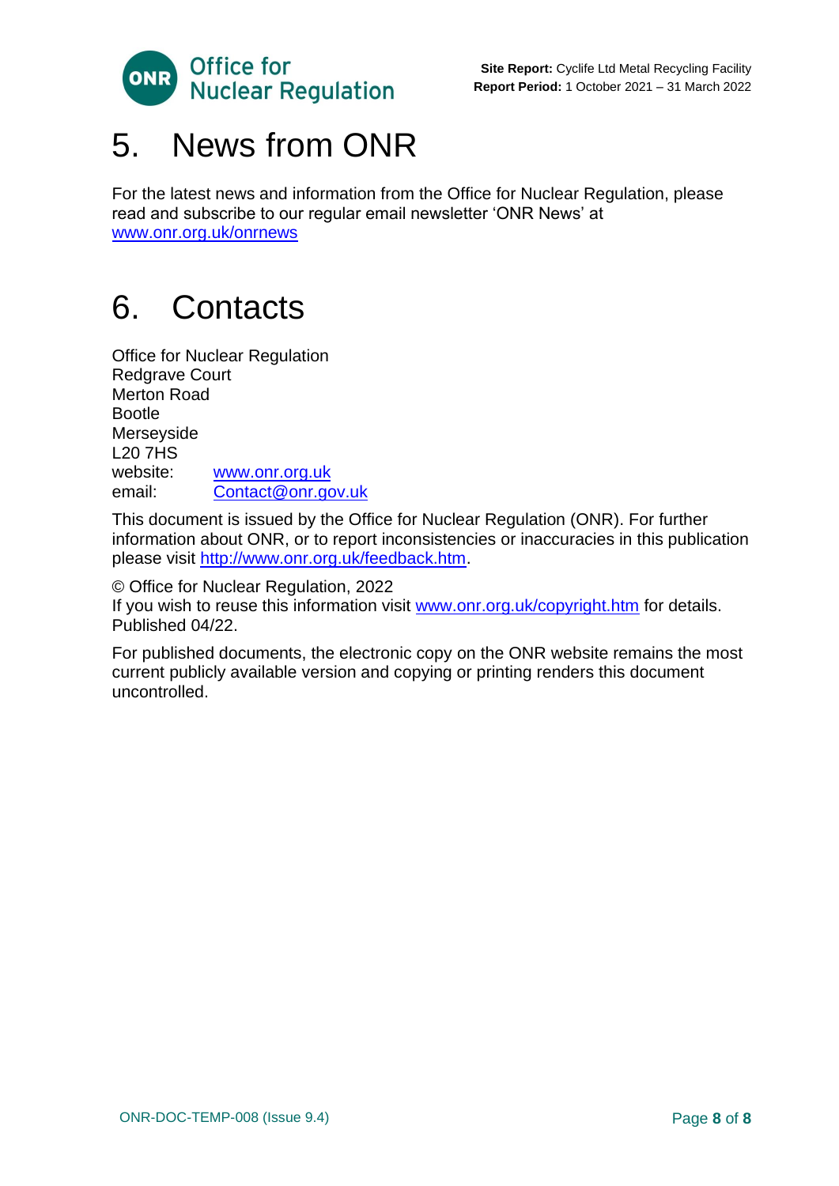# 5. News from ONR

For the latest news and information from the Office for Nuclear Regulation, please read and subscribe to our regular email newsletter 'ONR News' at [www.onr.org.uk/onrnews](www.onr.org.uk/onrnews)

# 6. Contacts

Office for Nuclear Regulation
Redgrave Court
Merton Road
Bootle
Merseyside
L20 7HS
website: [www.onr.org.uk](www.onr.org.uk)
email: [Contact@onr.gov.uk](mailto:Contact@onr.gov.uk)

This document is issued by the Office for Nuclear Regulation (ONR). For further information about ONR, or to report inconsistencies or inaccuracies in this publication please visit [http://www.onr.org.uk/feedback.htm](http://www.onr.org.uk/feedback.htm).

© Office for Nuclear Regulation, 2022
If you wish to reuse this information visit [www.onr.org.uk/copyright.htm](www.onr.org.uk/copyright.htm) for details.
Published 04/22.

For published documents, the electronic copy on the ONR website remains the most current publicly available version and copying or printing renders this document uncontrolled.